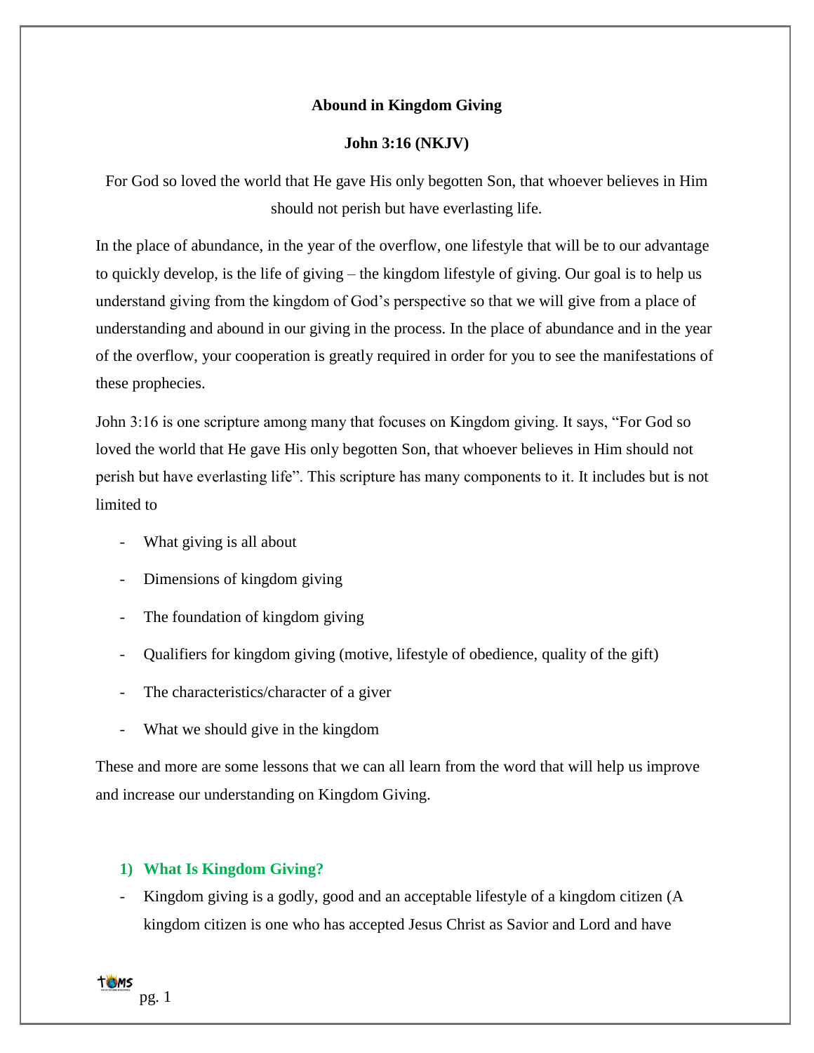**Abound in Kingdom Giving**

**John 3:16 (NKJV)**

For God so loved the world that He gave His only begotten Son, that whoever believes in Him should not perish but have everlasting life.

In the place of abundance, in the year of the overflow, one lifestyle that will be to our advantage to quickly develop, is the life of giving – the kingdom lifestyle of giving. Our goal is to help us understand giving from the kingdom of God's perspective so that we will give from a place of understanding and abound in our giving in the process. In the place of abundance and in the year of the overflow, your cooperation is greatly required in order for you to see the manifestations of these prophecies.

John 3:16 is one scripture among many that focuses on Kingdom giving. It says, "For God so loved the world that He gave His only begotten Son, that whoever believes in Him should not perish but have everlasting life". This scripture has many components to it. It includes but is not limited to

- What giving is all about
- Dimensions of kingdom giving
- The foundation of kingdom giving
- Qualifiers for kingdom giving (motive, lifestyle of obedience, quality of the gift)
- The characteristics/character of a giver
- What we should give in the kingdom

These and more are some lessons that we can all learn from the word that will help us improve and increase our understanding on Kingdom Giving.

## 1) What Is Kingdom Giving?

- Kingdom giving is a godly, good and an acceptable lifestyle of a kingdom citizen (A kingdom citizen is one who has accepted Jesus Christ as Savior and Lord and have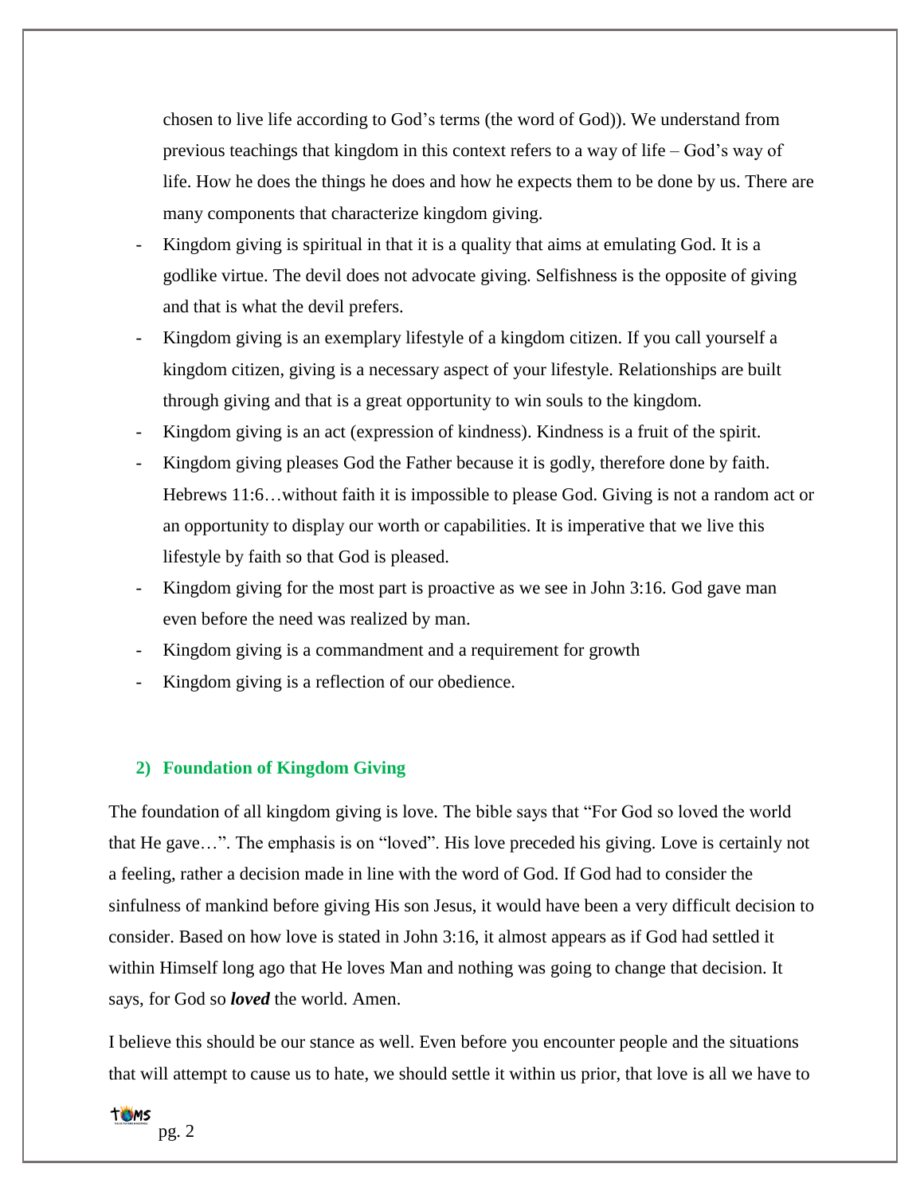chosen to live life according to God's terms (the word of God)). We understand from previous teachings that kingdom in this context refers to a way of life – God's way of life. How he does the things he does and how he expects them to be done by us. There are many components that characterize kingdom giving.

- Kingdom giving is spiritual in that it is a quality that aims at emulating God. It is a godlike virtue. The devil does not advocate giving. Selfishness is the opposite of giving and that is what the devil prefers.
- Kingdom giving is an exemplary lifestyle of a kingdom citizen. If you call yourself a kingdom citizen, giving is a necessary aspect of your lifestyle. Relationships are built through giving and that is a great opportunity to win souls to the kingdom.
- Kingdom giving is an act (expression of kindness). Kindness is a fruit of the spirit.
- Kingdom giving pleases God the Father because it is godly, therefore done by faith. Hebrews 11:6…without faith it is impossible to please God. Giving is not a random act or an opportunity to display our worth or capabilities. It is imperative that we live this lifestyle by faith so that God is pleased.
- Kingdom giving for the most part is proactive as we see in John 3:16. God gave man even before the need was realized by man.
- Kingdom giving is a commandment and a requirement for growth
- Kingdom giving is a reflection of our obedience.

### 2) Foundation of Kingdom Giving

The foundation of all kingdom giving is love. The bible says that "For God so loved the world that He gave…". The emphasis is on "loved". His love preceded his giving. Love is certainly not a feeling, rather a decision made in line with the word of God. If God had to consider the sinfulness of mankind before giving His son Jesus, it would have been a very difficult decision to consider. Based on how love is stated in John 3:16, it almost appears as if God had settled it within Himself long ago that He loves Man and nothing was going to change that decision. It says, for God so ***loved*** the world. Amen.

I believe this should be our stance as well. Even before you encounter people and the situations that will attempt to cause us to hate, we should settle it within us prior, that love is all we have to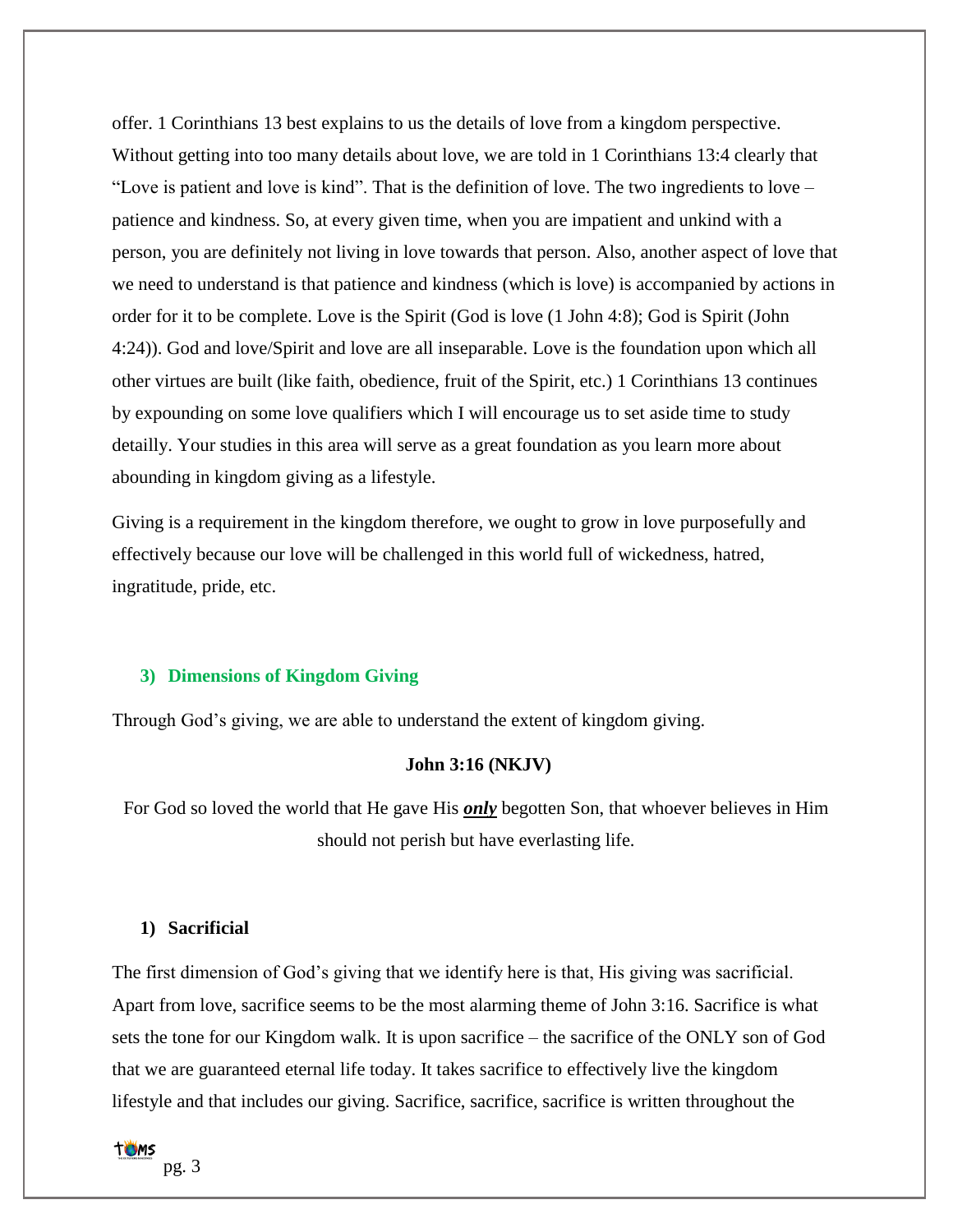offer. 1 Corinthians 13 best explains to us the details of love from a kingdom perspective. Without getting into too many details about love, we are told in 1 Corinthians 13:4 clearly that "Love is patient and love is kind". That is the definition of love. The two ingredients to love – patience and kindness. So, at every given time, when you are impatient and unkind with a person, you are definitely not living in love towards that person. Also, another aspect of love that we need to understand is that patience and kindness (which is love) is accompanied by actions in order for it to be complete. Love is the Spirit (God is love (1 John 4:8); God is Spirit (John 4:24)). God and love/Spirit and love are all inseparable. Love is the foundation upon which all other virtues are built (like faith, obedience, fruit of the Spirit, etc.) 1 Corinthians 13 continues by expounding on some love qualifiers which I will encourage us to set aside time to study detailly. Your studies in this area will serve as a great foundation as you learn more about abounding in kingdom giving as a lifestyle.

Giving is a requirement in the kingdom therefore, we ought to grow in love purposefully and effectively because our love will be challenged in this world full of wickedness, hatred, ingratitude, pride, etc.

## 3) Dimensions of Kingdom Giving

Through God's giving, we are able to understand the extent of kingdom giving.

**John 3:16 (NKJV)**

For God so loved the world that He gave His ***only*** begotten Son, that whoever believes in Him should not perish but have everlasting life.

### 1) Sacrificial

The first dimension of God's giving that we identify here is that, His giving was sacrificial. Apart from love, sacrifice seems to be the most alarming theme of John 3:16. Sacrifice is what sets the tone for our Kingdom walk. It is upon sacrifice – the sacrifice of the ONLY son of God that we are guaranteed eternal life today. It takes sacrifice to effectively live the kingdom lifestyle and that includes our giving. Sacrifice, sacrifice, sacrifice is written throughout the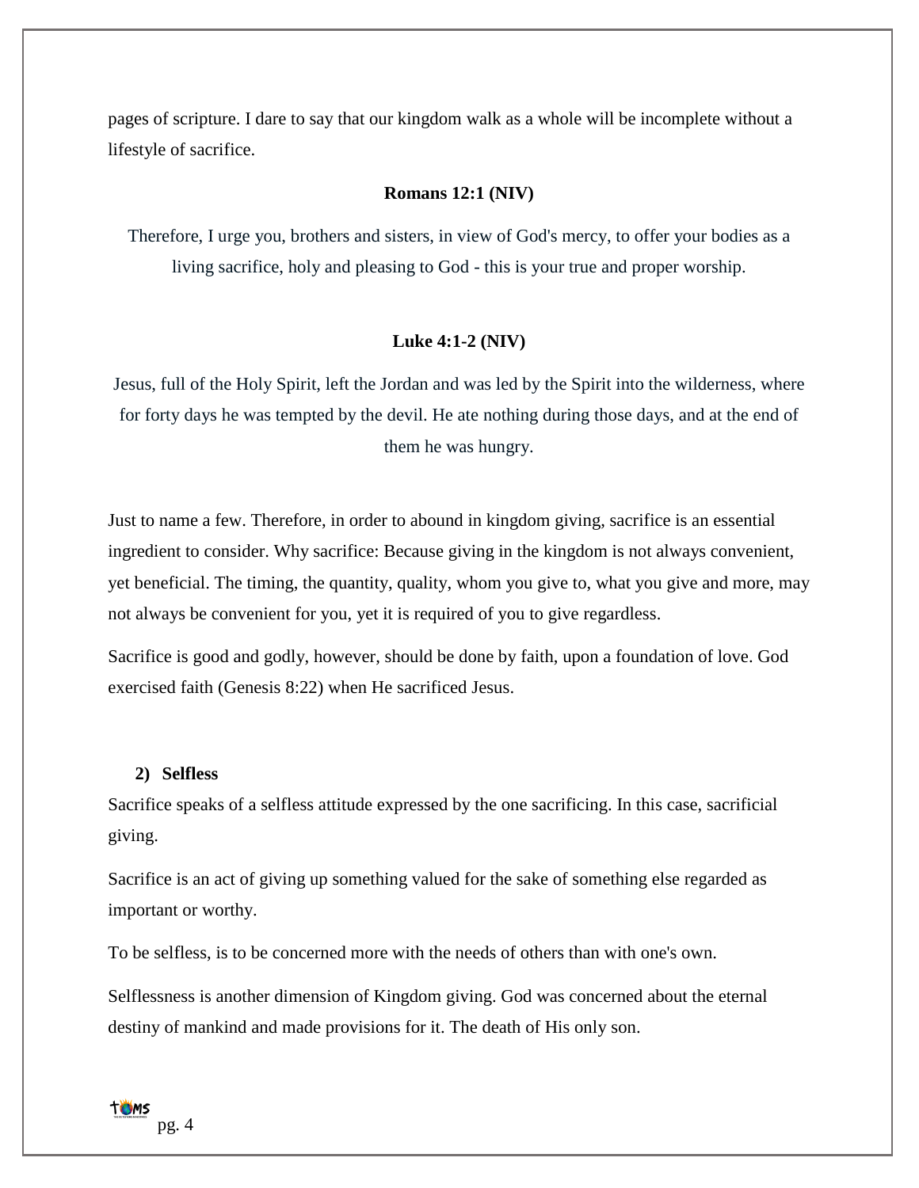pages of scripture. I dare to say that our kingdom walk as a whole will be incomplete without a lifestyle of sacrifice.

**Romans 12:1 (NIV)**

Therefore, I urge you, brothers and sisters, in view of God's mercy, to offer your bodies as a living sacrifice, holy and pleasing to God - this is your true and proper worship.

**Luke 4:1-2 (NIV)**

Jesus, full of the Holy Spirit, left the Jordan and was led by the Spirit into the wilderness, where for forty days he was tempted by the devil. He ate nothing during those days, and at the end of them he was hungry.

Just to name a few. Therefore, in order to abound in kingdom giving, sacrifice is an essential ingredient to consider. Why sacrifice: Because giving in the kingdom is not always convenient, yet beneficial. The timing, the quantity, quality, whom you give to, what you give and more, may not always be convenient for you, yet it is required of you to give regardless.

Sacrifice is good and godly, however, should be done by faith, upon a foundation of love. God exercised faith (Genesis 8:22) when He sacrificed Jesus.

**2) Selfless**

Sacrifice speaks of a selfless attitude expressed by the one sacrificing. In this case, sacrificial giving.

Sacrifice is an act of giving up something valued for the sake of something else regarded as important or worthy.

To be selfless, is to be concerned more with the needs of others than with one's own.

Selflessness is another dimension of Kingdom giving. God was concerned about the eternal destiny of mankind and made provisions for it. The death of His only son.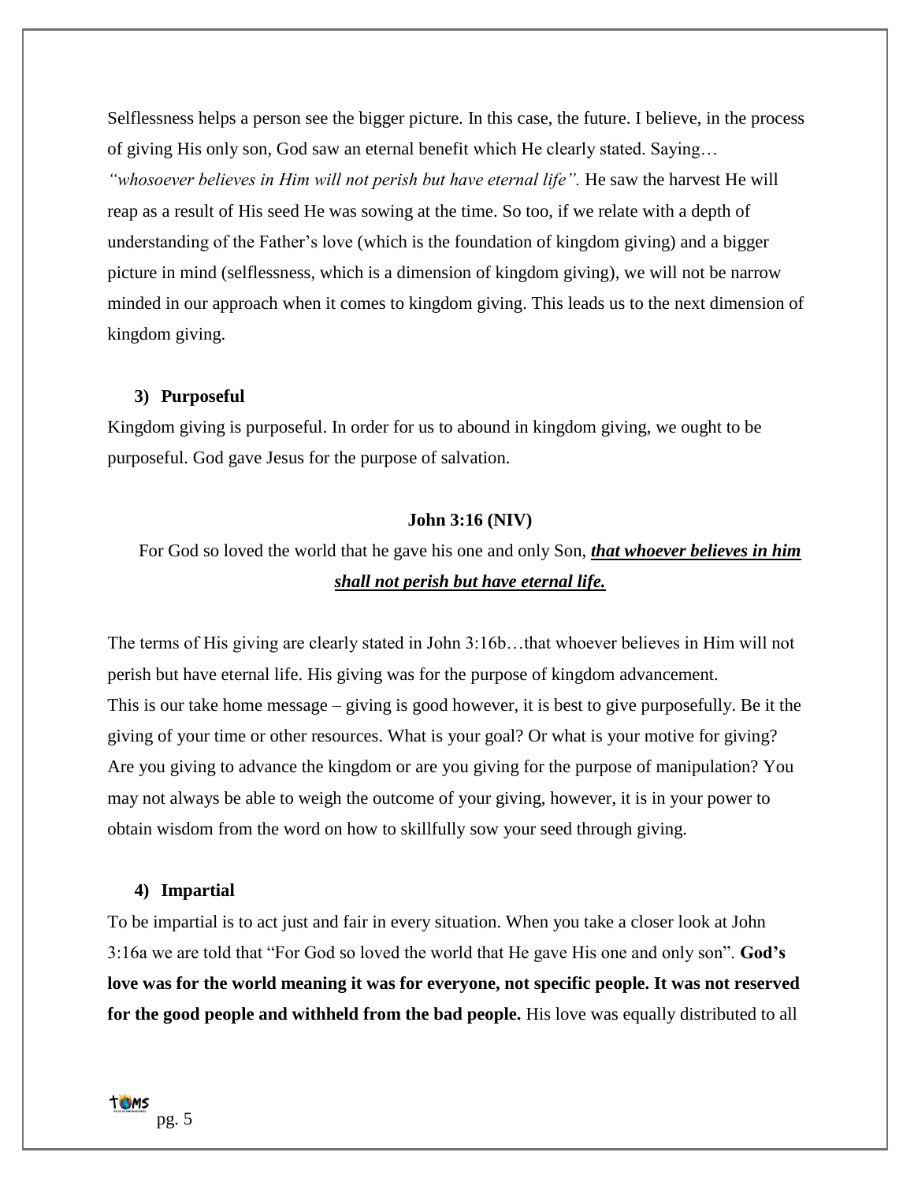Selflessness helps a person see the bigger picture. In this case, the future. I believe, in the process of giving His only son, God saw an eternal benefit which He clearly stated. Saying… *"whosoever believes in Him will not perish but have eternal life".* He saw the harvest He will reap as a result of His seed He was sowing at the time. So too, if we relate with a depth of understanding of the Father's love (which is the foundation of kingdom giving) and a bigger picture in mind (selflessness, which is a dimension of kingdom giving), we will not be narrow minded in our approach when it comes to kingdom giving. This leads us to the next dimension of kingdom giving.

3) **Purposeful**

Kingdom giving is purposeful. In order for us to abound in kingdom giving, we ought to be purposeful. God gave Jesus for the purpose of salvation.

**John 3:16 (NIV)**

For God so loved the world that he gave his one and only Son, ***<u>that whoever believes in him shall not perish but have eternal life.</u>***

The terms of His giving are clearly stated in John 3:16b…that whoever believes in Him will not perish but have eternal life. His giving was for the purpose of kingdom advancement.
This is our take home message – giving is good however, it is best to give purposefully. Be it the giving of your time or other resources. What is your goal? Or what is your motive for giving? Are you giving to advance the kingdom or are you giving for the purpose of manipulation? You may not always be able to weigh the outcome of your giving, however, it is in your power to obtain wisdom from the word on how to skillfully sow your seed through giving.

4) **Impartial**

To be impartial is to act just and fair in every situation. When you take a closer look at John 3:16a we are told that "For God so loved the world that He gave His one and only son". **God's love was for the world meaning it was for everyone, not specific people. It was not reserved for the good people and withheld from the bad people.** His love was equally distributed to all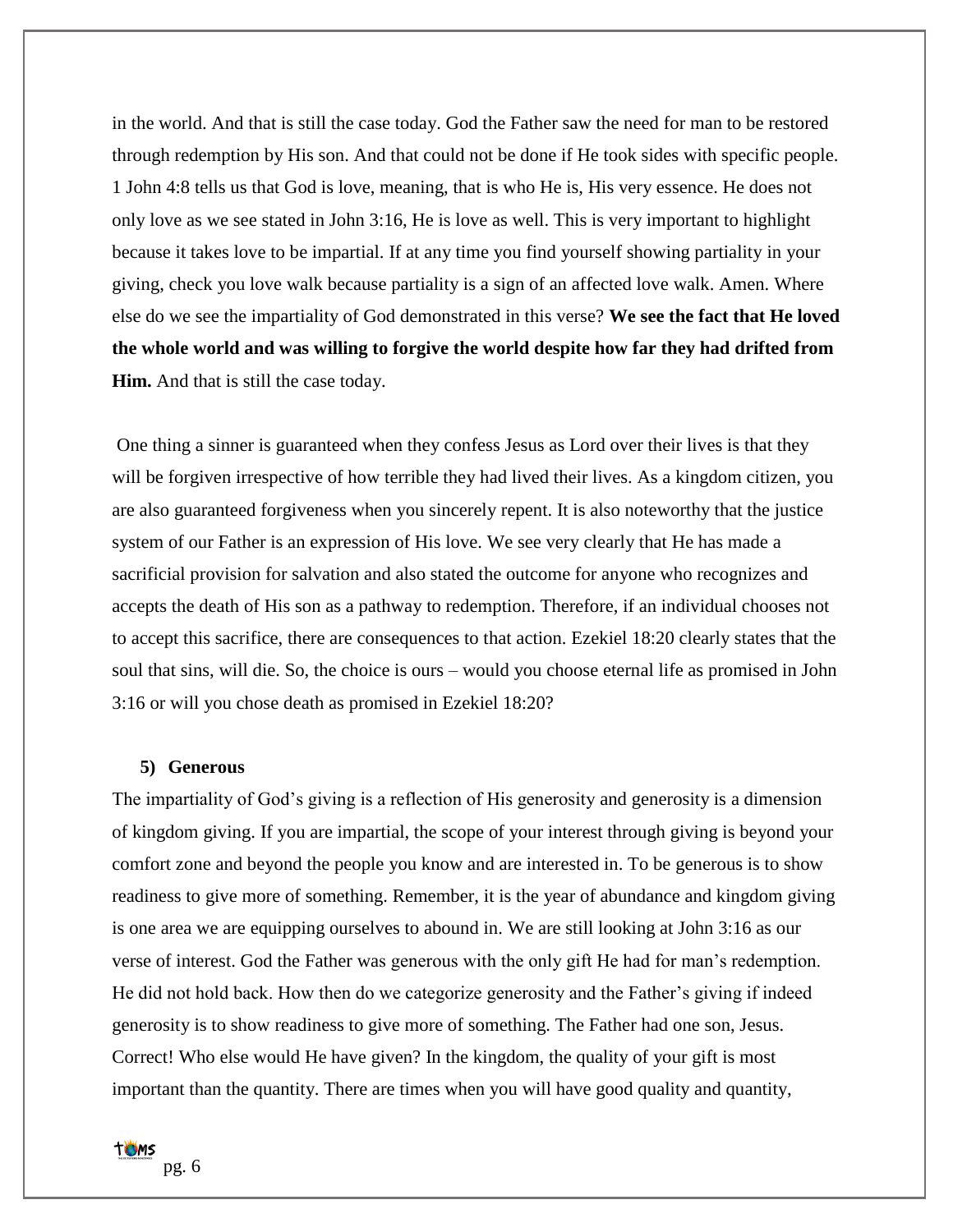in the world. And that is still the case today. God the Father saw the need for man to be restored through redemption by His son. And that could not be done if He took sides with specific people. 1 John 4:8 tells us that God is love, meaning, that is who He is, His very essence. He does not only love as we see stated in John 3:16, He is love as well. This is very important to highlight because it takes love to be impartial. If at any time you find yourself showing partiality in your giving, check you love walk because partiality is a sign of an affected love walk. Amen. Where else do we see the impartiality of God demonstrated in this verse? **We see the fact that He loved the whole world and was willing to forgive the world despite how far they had drifted from Him.** And that is still the case today.

One thing a sinner is guaranteed when they confess Jesus as Lord over their lives is that they will be forgiven irrespective of how terrible they had lived their lives. As a kingdom citizen, you are also guaranteed forgiveness when you sincerely repent. It is also noteworthy that the justice system of our Father is an expression of His love. We see very clearly that He has made a sacrificial provision for salvation and also stated the outcome for anyone who recognizes and accepts the death of His son as a pathway to redemption. Therefore, if an individual chooses not to accept this sacrifice, there are consequences to that action. Ezekiel 18:20 clearly states that the soul that sins, will die. So, the choice is ours – would you choose eternal life as promised in John 3:16 or will you chose death as promised in Ezekiel 18:20?

**5) Generous**

The impartiality of God's giving is a reflection of His generosity and generosity is a dimension of kingdom giving. If you are impartial, the scope of your interest through giving is beyond your comfort zone and beyond the people you know and are interested in. To be generous is to show readiness to give more of something. Remember, it is the year of abundance and kingdom giving is one area we are equipping ourselves to abound in. We are still looking at John 3:16 as our verse of interest. God the Father was generous with the only gift He had for man's redemption. He did not hold back. How then do we categorize generosity and the Father's giving if indeed generosity is to show readiness to give more of something. The Father had one son, Jesus. Correct! Who else would He have given? In the kingdom, the quality of your gift is most important than the quantity. There are times when you will have good quality and quantity,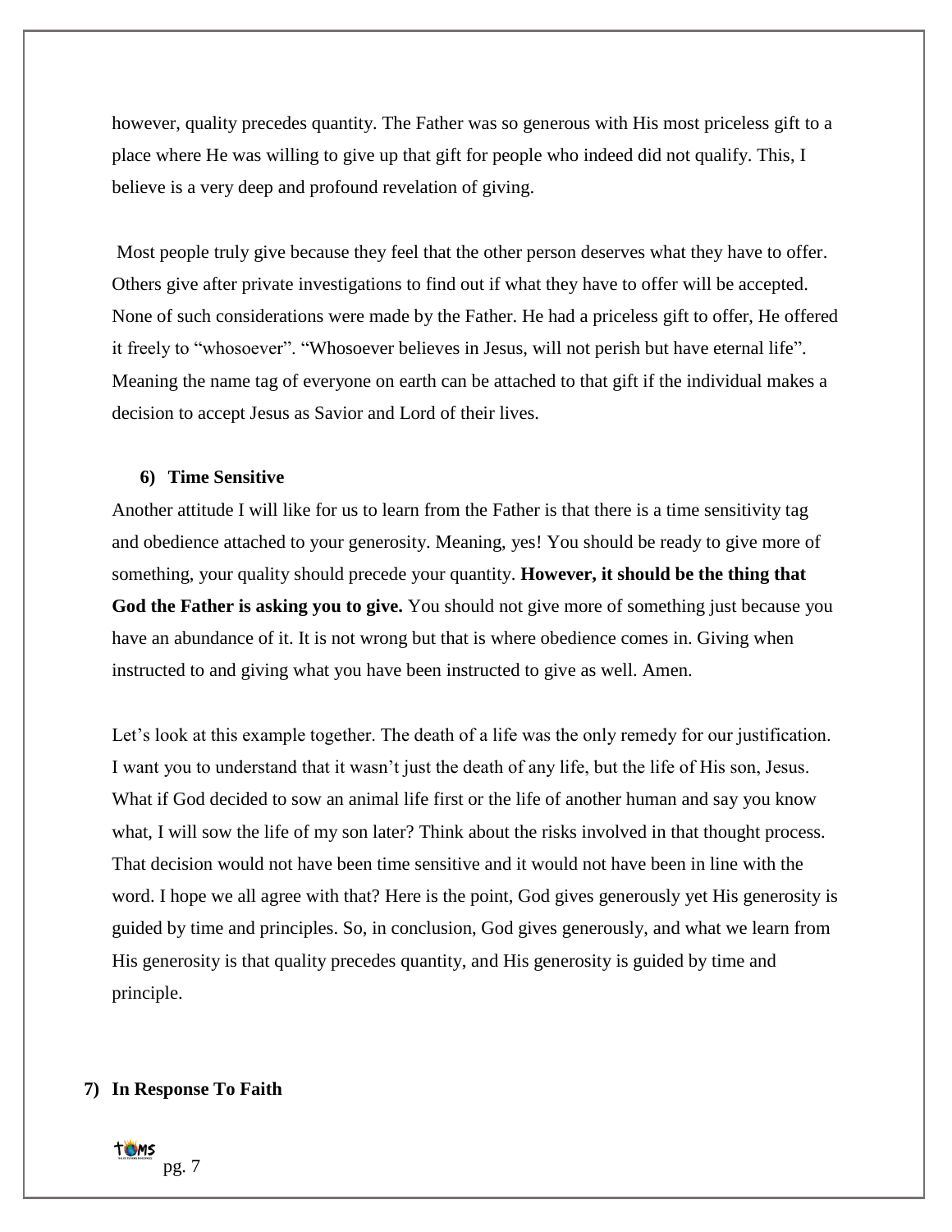however, quality precedes quantity. The Father was so generous with His most priceless gift to a place where He was willing to give up that gift for people who indeed did not qualify. This, I believe is a very deep and profound revelation of giving.

Most people truly give because they feel that the other person deserves what they have to offer. Others give after private investigations to find out if what they have to offer will be accepted. None of such considerations were made by the Father. He had a priceless gift to offer, He offered it freely to "whosoever". "Whosoever believes in Jesus, will not perish but have eternal life". Meaning the name tag of everyone on earth can be attached to that gift if the individual makes a decision to accept Jesus as Savior and Lord of their lives.

### 6) Time Sensitive

Another attitude I will like for us to learn from the Father is that there is a time sensitivity tag and obedience attached to your generosity. Meaning, yes! You should be ready to give more of something, your quality should precede your quantity. **However, it should be the thing that God the Father is asking you to give.** You should not give more of something just because you have an abundance of it. It is not wrong but that is where obedience comes in. Giving when instructed to and giving what you have been instructed to give as well. Amen.

Let's look at this example together. The death of a life was the only remedy for our justification. I want you to understand that it wasn't just the death of any life, but the life of His son, Jesus. What if God decided to sow an animal life first or the life of another human and say you know what, I will sow the life of my son later? Think about the risks involved in that thought process. That decision would not have been time sensitive and it would not have been in line with the word. I hope we all agree with that? Here is the point, God gives generously yet His generosity is guided by time and principles. So, in conclusion, God gives generously, and what we learn from His generosity is that quality precedes quantity, and His generosity is guided by time and principle.

### 7) In Response To Faith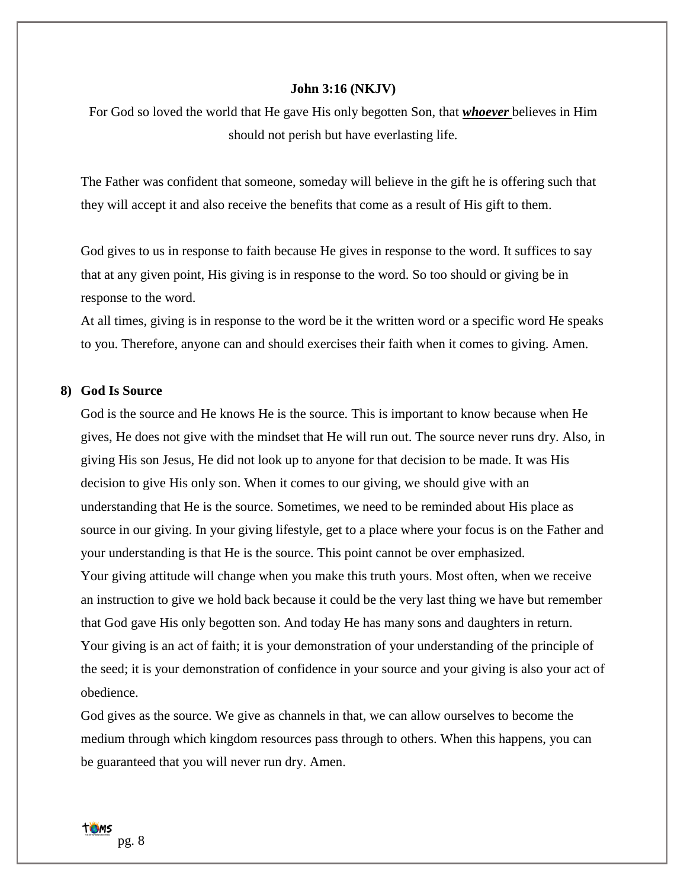**John 3:16 (NKJV)**

For God so loved the world that He gave His only begotten Son, that ***whoever*** believes in Him should not perish but have everlasting life.

The Father was confident that someone, someday will believe in the gift he is offering such that they will accept it and also receive the benefits that come as a result of His gift to them.

God gives to us in response to faith because He gives in response to the word. It suffices to say that at any given point, His giving is in response to the word. So too should or giving be in response to the word.

At all times, giving is in response to the word be it the written word or a specific word He speaks to you. Therefore, anyone can and should exercises their faith when it comes to giving. Amen.

**8) God Is Source**

God is the source and He knows He is the source. This is important to know because when He gives, He does not give with the mindset that He will run out. The source never runs dry. Also, in giving His son Jesus, He did not look up to anyone for that decision to be made. It was His decision to give His only son. When it comes to our giving, we should give with an understanding that He is the source. Sometimes, we need to be reminded about His place as source in our giving. In your giving lifestyle, get to a place where your focus is on the Father and your understanding is that He is the source. This point cannot be over emphasized.

Your giving attitude will change when you make this truth yours. Most often, when we receive an instruction to give we hold back because it could be the very last thing we have but remember that God gave His only begotten son. And today He has many sons and daughters in return.

Your giving is an act of faith; it is your demonstration of your understanding of the principle of the seed; it is your demonstration of confidence in your source and your giving is also your act of obedience.

God gives as the source. We give as channels in that, we can allow ourselves to become the medium through which kingdom resources pass through to others. When this happens, you can be guaranteed that you will never run dry. Amen.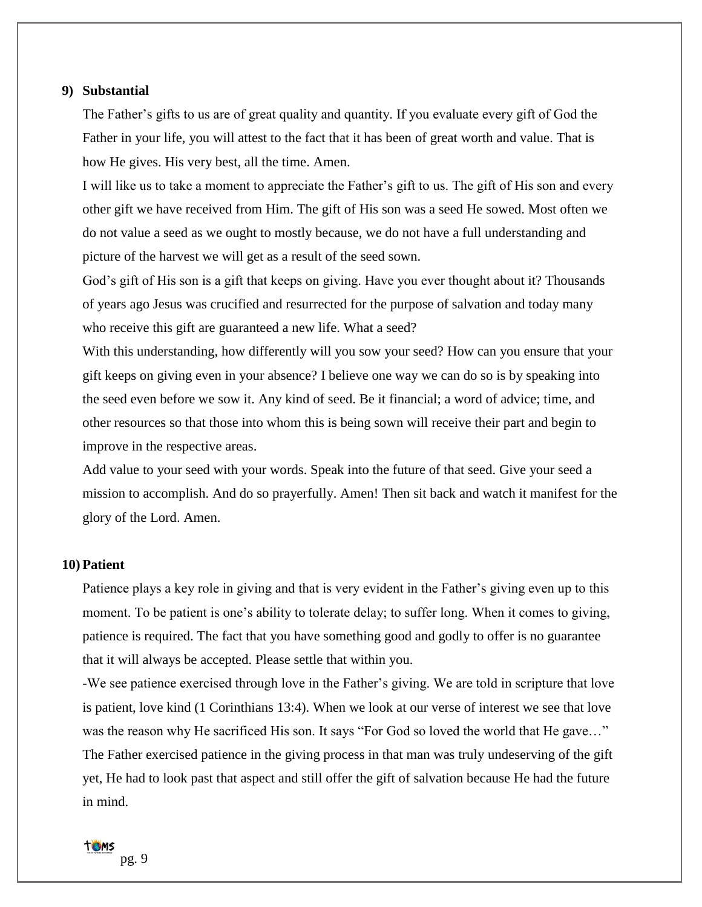**9) Substantial**

The Father's gifts to us are of great quality and quantity. If you evaluate every gift of God the Father in your life, you will attest to the fact that it has been of great worth and value. That is how He gives. His very best, all the time. Amen.

I will like us to take a moment to appreciate the Father's gift to us. The gift of His son and every other gift we have received from Him. The gift of His son was a seed He sowed. Most often we do not value a seed as we ought to mostly because, we do not have a full understanding and picture of the harvest we will get as a result of the seed sown.

God's gift of His son is a gift that keeps on giving. Have you ever thought about it? Thousands of years ago Jesus was crucified and resurrected for the purpose of salvation and today many who receive this gift are guaranteed a new life. What a seed?

With this understanding, how differently will you sow your seed? How can you ensure that your gift keeps on giving even in your absence? I believe one way we can do so is by speaking into the seed even before we sow it. Any kind of seed. Be it financial; a word of advice; time, and other resources so that those into whom this is being sown will receive their part and begin to improve in the respective areas.

Add value to your seed with your words. Speak into the future of that seed. Give your seed a mission to accomplish. And do so prayerfully. Amen! Then sit back and watch it manifest for the glory of the Lord. Amen.

**10) Patient**

Patience plays a key role in giving and that is very evident in the Father's giving even up to this moment. To be patient is one's ability to tolerate delay; to suffer long. When it comes to giving, patience is required. The fact that you have something good and godly to offer is no guarantee that it will always be accepted. Please settle that within you.

-We see patience exercised through love in the Father's giving. We are told in scripture that love is patient, love kind (1 Corinthians 13:4). When we look at our verse of interest we see that love was the reason why He sacrificed His son. It says "For God so loved the world that He gave…" The Father exercised patience in the giving process in that man was truly undeserving of the gift yet, He had to look past that aspect and still offer the gift of salvation because He had the future in mind.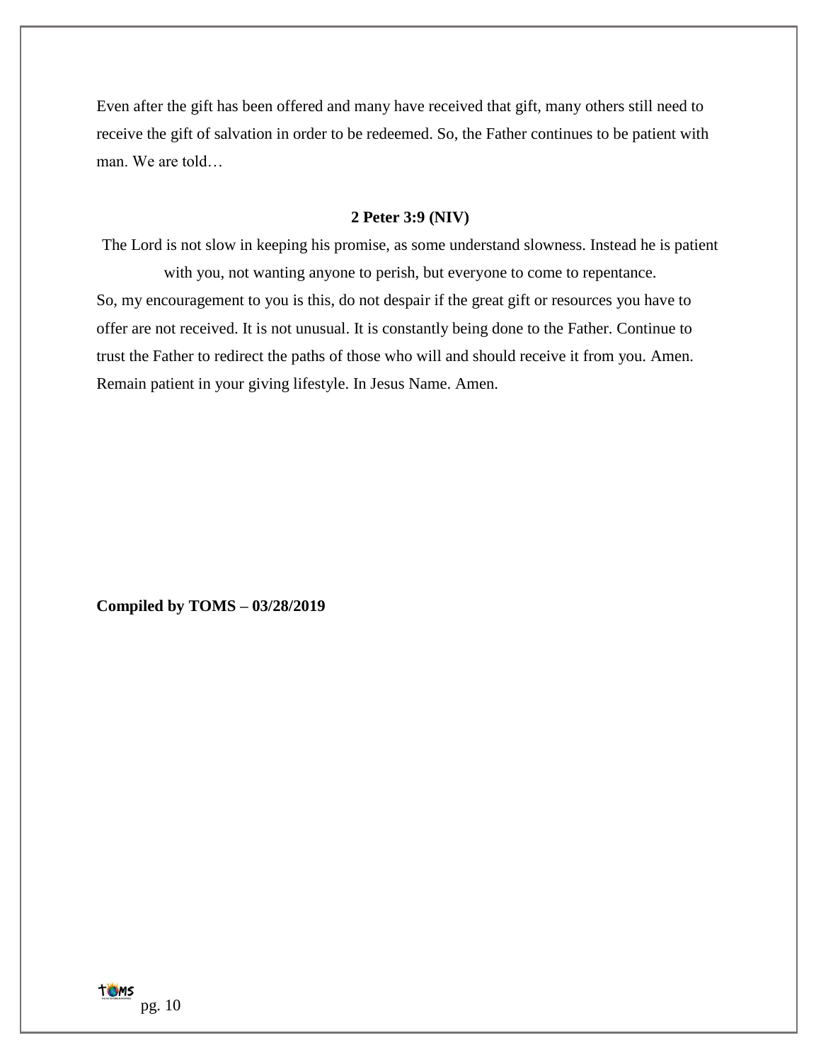Even after the gift has been offered and many have received that gift, many others still need to receive the gift of salvation in order to be redeemed. So, the Father continues to be patient with man. We are told…

**2 Peter 3:9 (NIV)**

The Lord is not slow in keeping his promise, as some understand slowness. Instead he is patient with you, not wanting anyone to perish, but everyone to come to repentance.

So, my encouragement to you is this, do not despair if the great gift or resources you have to offer are not received. It is not unusual. It is constantly being done to the Father. Continue to trust the Father to redirect the paths of those who will and should receive it from you. Amen. Remain patient in your giving lifestyle. In Jesus Name. Amen.

**Compiled by TOMS – 03/28/2019**